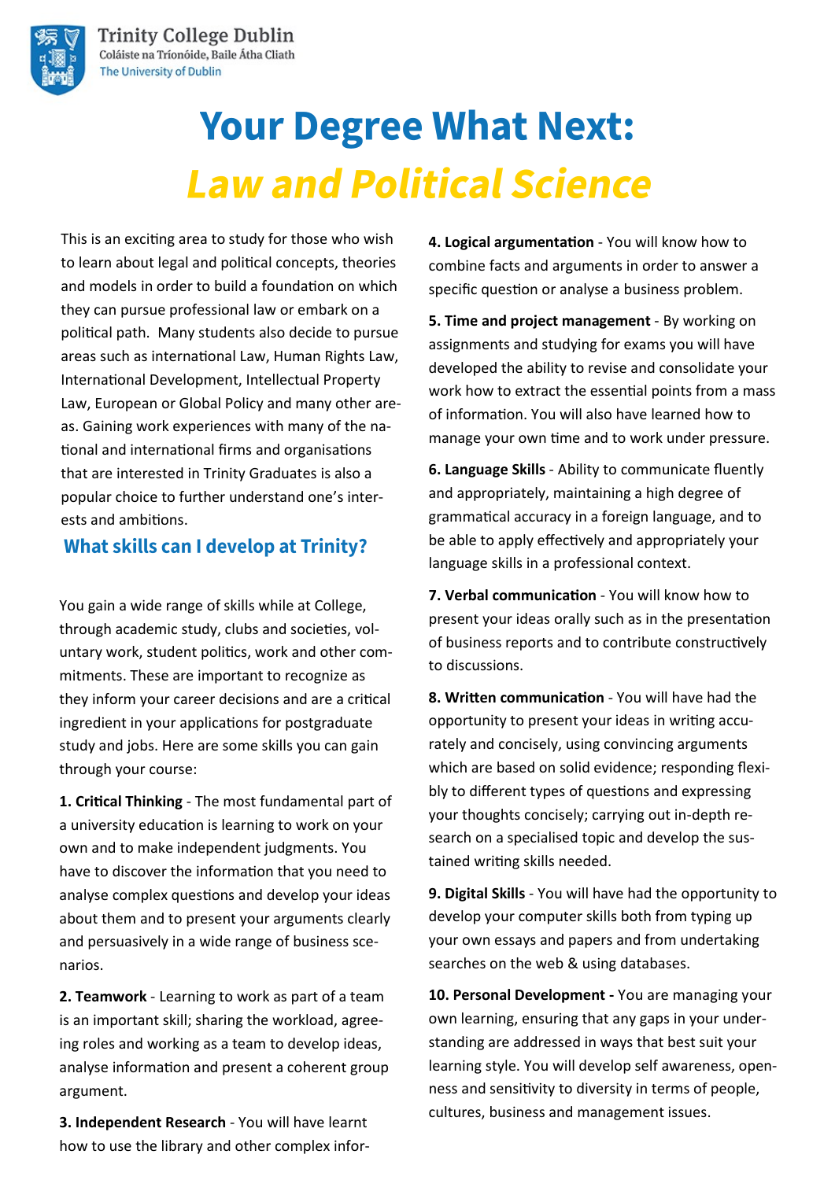# Your Degree What Next: *Law and Political Science*

This is an exciting area to study for those who wish to learn about legal and political concepts, theories and models in order to build a foundation on which they can pursue professional law or embark on a political path. Many students also decide to pursue areas such as international Law, Human Rights Law, International Development, Intellectual Property Law, European or Global Policy and many other areas. Gaining work experiences with many of the national and international firms and organisations that are interested in Trinity Graduates is also a popular choice to further understand one's interests and ambitions.

## What skills can I develop at Trinity?

You gain a wide range of skills while at College, through academic study, clubs and societies, voluntary work, student politics, work and other commitments. These are important to recognize as they inform your career decisions and are a critical ingredient in your applications for postgraduate study and jobs. Here are some skills you can gain through your course:

**1. Critical Thinking** - The most fundamental part of a university education is learning to work on your own and to make independent judgments. You have to discover the information that you need to analyse complex questions and develop your ideas about them and to present your arguments clearly and persuasively in a wide range of business scenarios.

**2. Teamwork** - Learning to work as part of a team is an important skill; sharing the workload, agreeing roles and working as a team to develop ideas, analyse information and present a coherent group argument.

**3. Independent Research** - You will have learnt how to use the library and other complex infor-

**4. Logical argumentation** - You will know how to combine facts and arguments in order to answer a specific question or analyse a business problem.

**5. Time and project management** - By working on assignments and studying for exams you will have developed the ability to revise and consolidate your work how to extract the essential points from a mass of information. You will also have learned how to manage your own time and to work under pressure.

**6. Language Skills** - Ability to communicate fluently and appropriately, maintaining a high degree of grammatical accuracy in a foreign language, and to be able to apply effectively and appropriately your language skills in a professional context.

**7. Verbal communication** - You will know how to present your ideas orally such as in the presentation of business reports and to contribute constructively to discussions.

**8. Written communication** - You will have had the opportunity to present your ideas in writing accurately and concisely, using convincing arguments which are based on solid evidence; responding flexibly to different types of questions and expressing your thoughts concisely; carrying out in-depth research on a specialised topic and develop the sustained writing skills needed.

**9. Digital Skills** - You will have had the opportunity to develop your computer skills both from typing up your own essays and papers and from undertaking searches on the web & using databases.

**10. Personal Development -** You are managing your own learning, ensuring that any gaps in your understanding are addressed in ways that best suit your learning style. You will develop self awareness, openness and sensitivity to diversity in terms of people, cultures, business and management issues.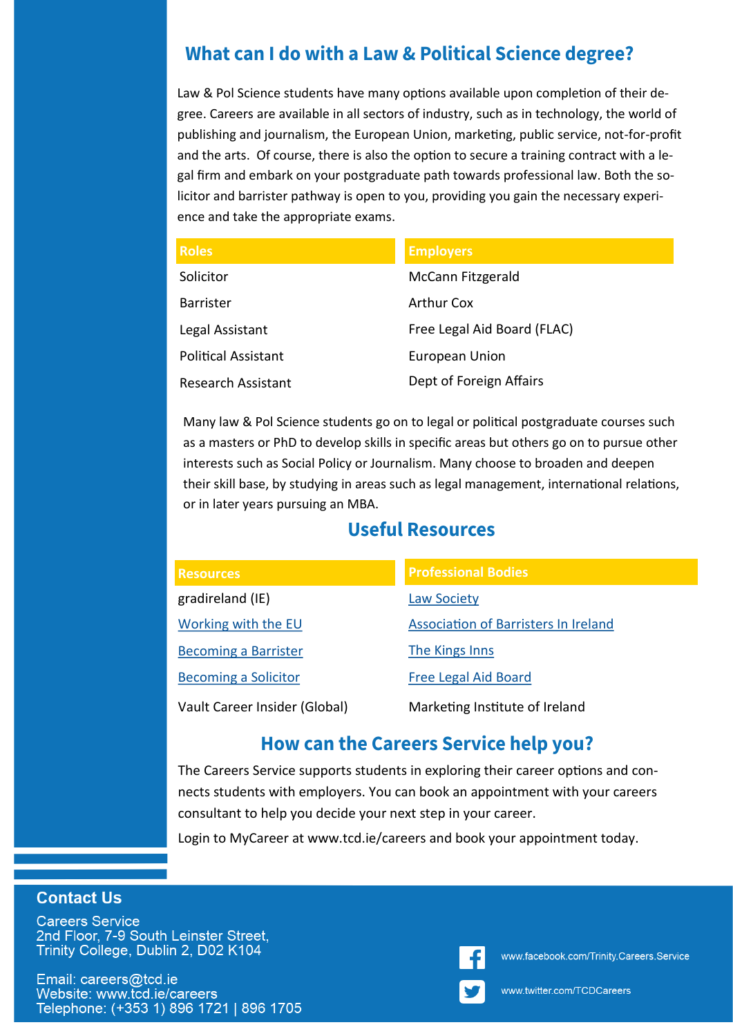## What can I do with a Law & Political Science degree?

Law & Pol Science students have many options available upon completion of their degree. Careers are available in all sectors of industry, such as in technology, the world of publishing and journalism, the European Union, marketing, public service, not-for-profit and the arts. Of course, there is also the option to secure a training contract with a legal firm and embark on your postgraduate path towards professional law. Both the solicitor and barrister pathway is open to you, providing you gain the necessary experience and take the appropriate exams.

| Roles | Employers |
|---|---|
| Solicitor | McCann Fitzgerald |
| Barrister | Arthur Cox |
| Legal Assistant | Free Legal Aid Board (FLAC) |
| Political Assistant | European Union |
| Research Assistant | Dept of Foreign Affairs |

Many law & Pol Science students go on to legal or political postgraduate courses such as a masters or PhD to develop skills in specific areas but others go on to pursue other interests such as Social Policy or Journalism. Many choose to broaden and deepen their skill base, by studying in areas such as legal management, international relations, or in later years pursuing an MBA.

## Useful Resources

| Resources | Professional Bodies |
|---|---|
| gradireland (IE) | Law Society |
| Working with the EU | Association of Barristers In Ireland |
| Becoming a Barrister | The Kings Inns |
| Becoming a Solicitor | Free Legal Aid Board |
| Vault Career Insider (Global) | Marketing Institute of Ireland |

## How can the Careers Service help you?

The Careers Service supports students in exploring their career options and connects students with employers. You can book an appointment with your careers consultant to help you decide your next step in your career.

Login to MyCareer at www.tcd.ie/careers and book your appointment today.

### Contact Us

Careers Service
2nd Floor, 7-9 South Leinster Street,
Trinity College, Dublin 2, D02 K104

Email: careers@tcd.ie
Website: www.tcd.ie/careers
Telephone: (+353 1) 896 1721 | 896 1705

www.facebook.com/Trinity.Careers.Service

www.twitter.com/TCDCareers